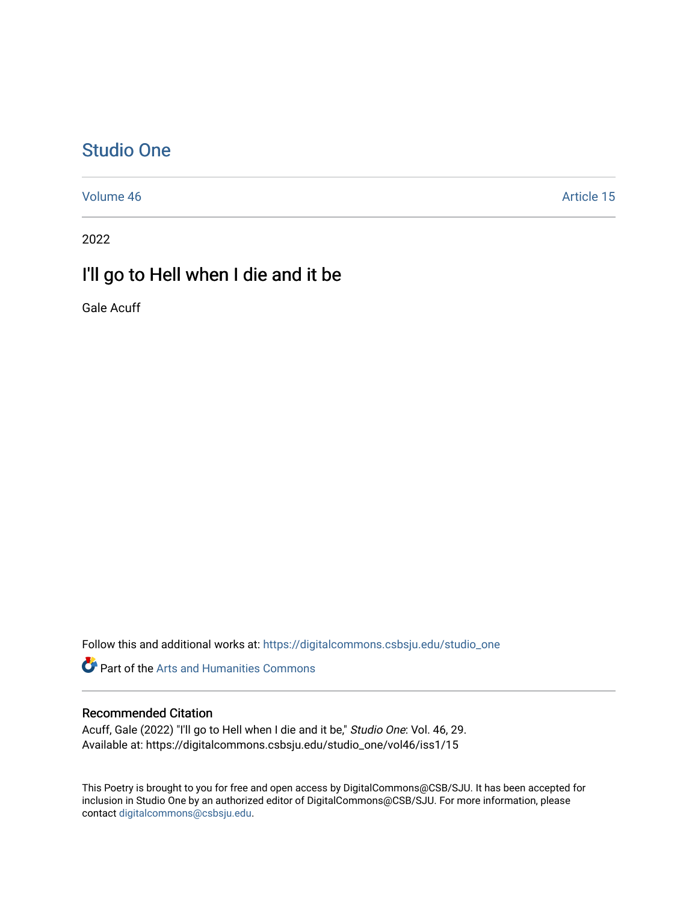# Studio One

Volume 46 Article 15

2022

## I'll go to Hell when I die and it be

Gale Acuff

Follow this and additional works at: https://digitalcommons.csbsju.edu/studio_one

Part of the Arts and Humanities Commons

### Recommended Citation

Acuff, Gale (2022) "I'll go to Hell when I die and it be," *Studio One*: Vol. 46, 29.
Available at: https://digitalcommons.csbsju.edu/studio_one/vol46/iss1/15

This Poetry is brought to you for free and open access by DigitalCommons@CSB/SJU. It has been accepted for inclusion in Studio One by an authorized editor of DigitalCommons@CSB/SJU. For more information, please contact digitalcommons@csbsju.edu.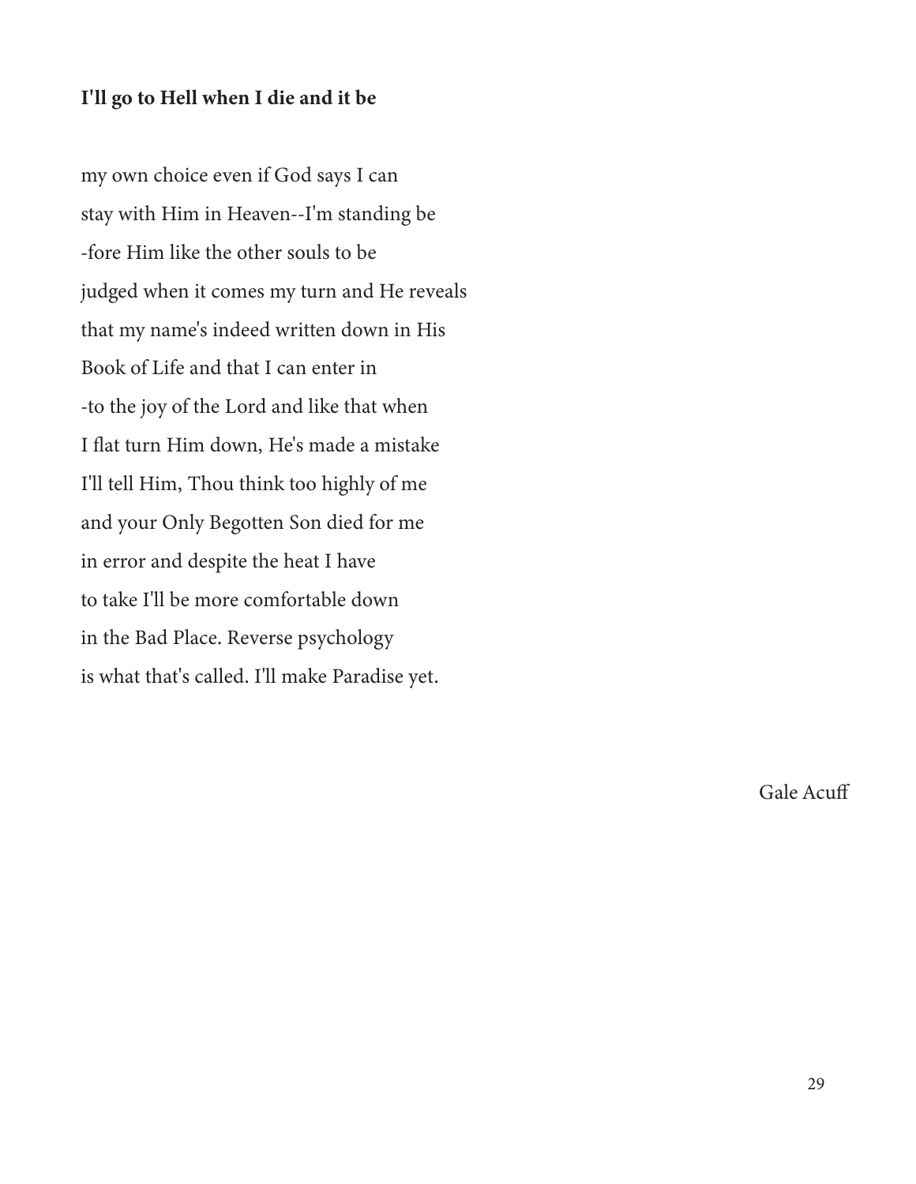**I'll go to Hell when I die and it be**

my own choice even if God says I can  
stay with Him in Heaven--I'm standing be  
-fore Him like the other souls to be  
judged when it comes my turn and He reveals  
that my name's indeed written down in His  
Book of Life and that I can enter in  
-to the joy of the Lord and like that when  
I flat turn Him down, He's made a mistake  
I'll tell Him, Thou think too highly of me  
and your Only Begotten Son died for me  
in error and despite the heat I have  
to take I'll be more comfortable down  
in the Bad Place. Reverse psychology  
is what that's called. I'll make Paradise yet.

Gale Acuff